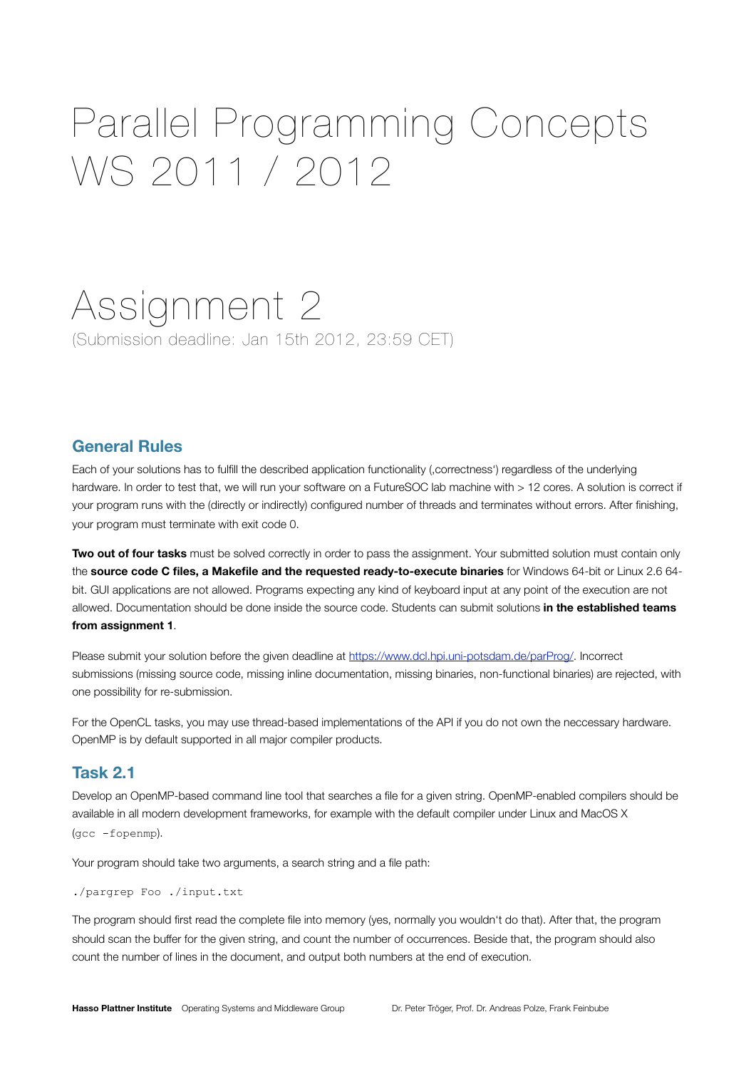# Parallel Programming Concepts WS 2011 / 2012

# Assignment 2

(Submission deadline: Jan 15th 2012, 23:59 CET)

## General Rules

Each of your solutions has to fulfill the described application functionality (‚correctness') regardless of the underlying hardware. In order to test that, we will run your software on a FutureSOC lab machine with > 12 cores. A solution is correct if your program runs with the (directly or indirectly) configured number of threads and terminates without errors. After finishing, your program must terminate with exit code 0.

**Two out of four tasks** must be solved correctly in order to pass the assignment. Your submitted solution must contain only the **source code C files, a Makefile and the requested ready-to-execute binaries** for Windows 64-bit or Linux 2.6 64-bit. GUI applications are not allowed. Programs expecting any kind of keyboard input at any point of the execution are not allowed. Documentation should be done inside the source code. Students can submit solutions **in the established teams from assignment 1**.

Please submit your solution before the given deadline at https://www.dcl.hpi.uni-potsdam.de/parProg/. Incorrect submissions (missing source code, missing inline documentation, missing binaries, non-functional binaries) are rejected, with one possibility for re-submission.

For the OpenCL tasks, you may use thread-based implementations of the API if you do not own the neccessary hardware. OpenMP is by default supported in all major compiler products.

## Task 2.1

Develop an OpenMP-based command line tool that searches a file for a given string. OpenMP-enabled compilers should be available in all modern development frameworks, for example with the default compiler under Linux and MacOS X (`gcc -fopenmp`).

Your program should take two arguments, a search string and a file path:

```
./pargrep Foo ./input.txt
```

The program should first read the complete file into memory (yes, normally you wouldn't do that). After that, the program should scan the buffer for the given string, and count the number of occurrences. Beside that, the program should also count the number of lines in the document, and output both numbers at the end of execution.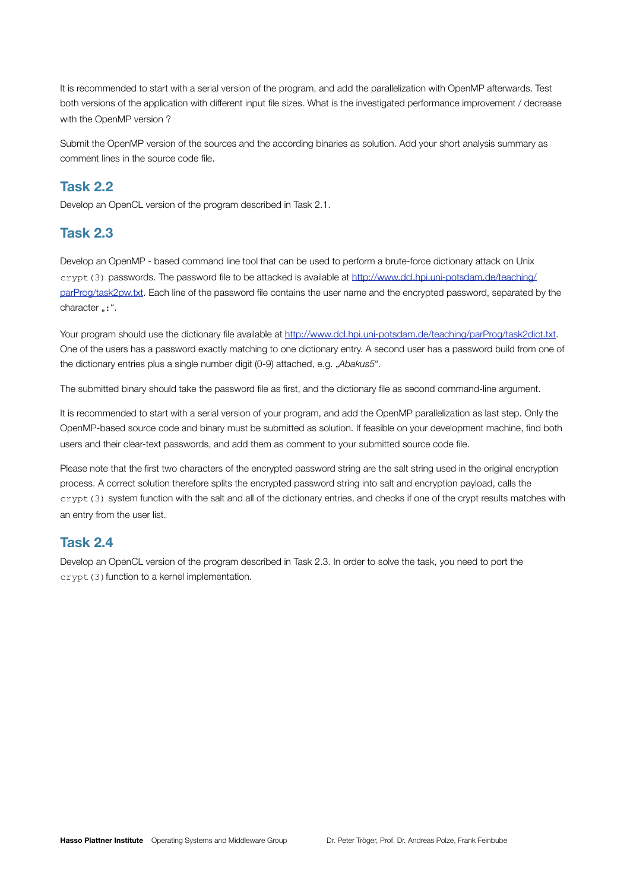It is recommended to start with a serial version of the program, and add the parallelization with OpenMP afterwards. Test both versions of the application with different input file sizes. What is the investigated performance improvement / decrease with the OpenMP version ?

Submit the OpenMP version of the sources and the according binaries as solution. Add your short analysis summary as comment lines in the source code file.

## Task 2.2

Develop an OpenCL version of the program described in Task 2.1.

## Task 2.3

Develop an OpenMP - based command line tool that can be used to perform a brute-force dictionary attack on Unix `crypt(3)` passwords. The password file to be attacked is available at [http://www.dcl.hpi.uni-potsdam.de/teaching/parProg/task2pw.txt](http://www.dcl.hpi.uni-potsdam.de/teaching/parProg/task2pw.txt). Each line of the password file contains the user name and the encrypted password, separated by the character „`:`“.

Your program should use the dictionary file available at [http://www.dcl.hpi.uni-potsdam.de/teaching/parProg/task2dict.txt](http://www.dcl.hpi.uni-potsdam.de/teaching/parProg/task2dict.txt). One of the users has a password exactly matching to one dictionary entry. A second user has a password build from one of the dictionary entries plus a single number digit (0-9) attached, e.g. „*Abakus5*“.

The submitted binary should take the password file as first, and the dictionary file as second command-line argument.

It is recommended to start with a serial version of your program, and add the OpenMP parallelization as last step. Only the OpenMP-based source code and binary must be submitted as solution. If feasible on your development machine, find both users and their clear-text passwords, and add them as comment to your submitted source code file.

Please note that the first two characters of the encrypted password string are the salt string used in the original encryption process. A correct solution therefore splits the encrypted password string into salt and encryption payload, calls the `crypt(3)` system function with the salt and all of the dictionary entries, and checks if one of the crypt results matches with an entry from the user list.

## Task 2.4

Develop an OpenCL version of the program described in Task 2.3. In order to solve the task, you need to port the `crypt(3)` function to a kernel implementation.